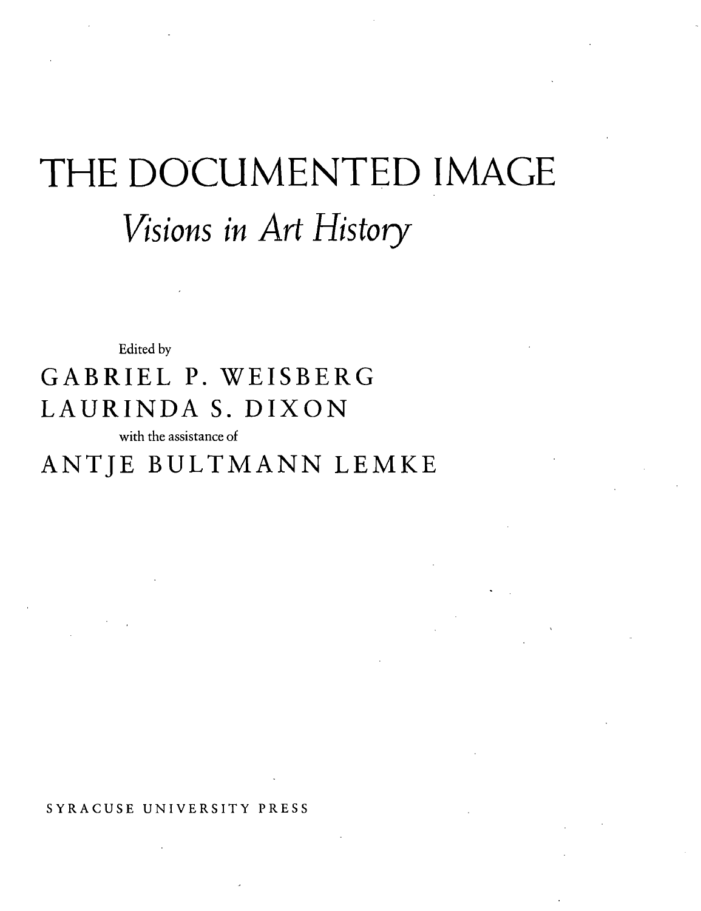# THE DOCUMENTED IMAGE

## *Visions in Art History*

Edited by

GABRIEL P. WEISBERG

LAURINDA S. DIXON

with the assistance of

ANTJE BULTMANN LEMKE

SYRACUSE UNIVERSITY PRESS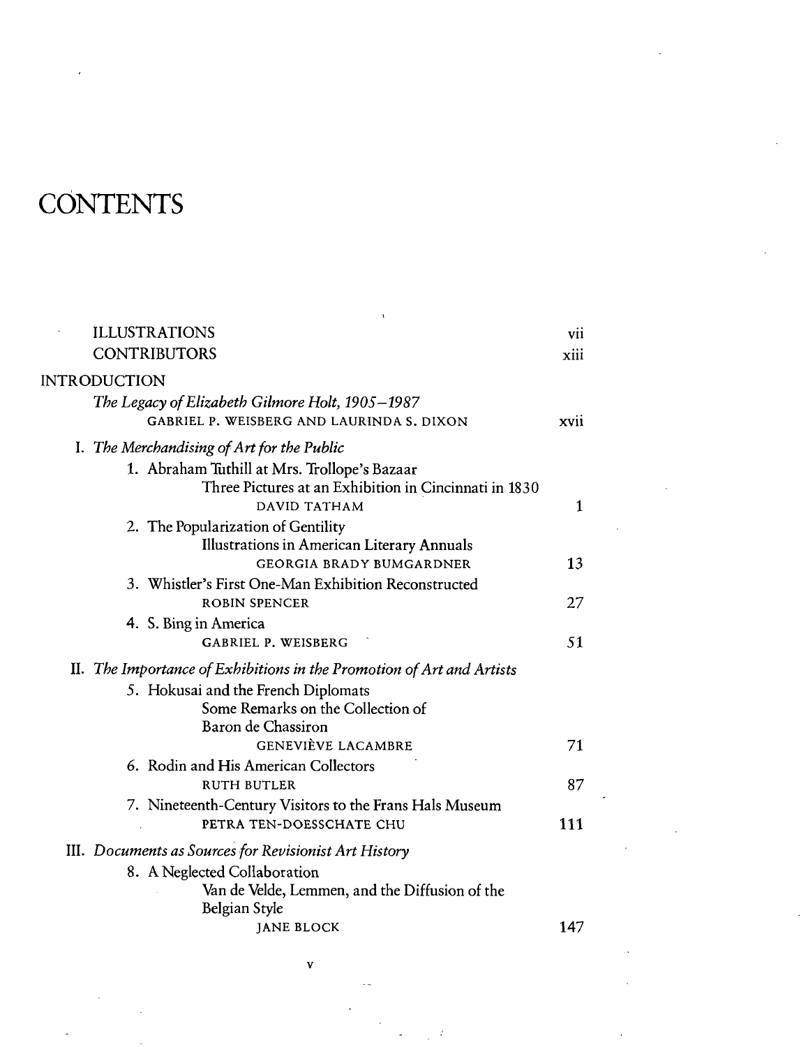# CONTENTS

ILLUSTRATIONS vii

CONTRIBUTORS xiii

INTRODUCTION

*The Legacy of Elizabeth Gilmore Holt, 1905–1987*
GABRIEL P. WEISBERG AND LAURINDA S. DIXON xvii

I. *The Merchandising of Art for the Public*

1. Abraham Tuthill at Mrs. Trollope's Bazaar
   Three Pictures at an Exhibition in Cincinnati in 1830
   DAVID TATHAM 1
2. The Popularization of Gentility
   Illustrations in American Literary Annuals
   GEORGIA BRADY BUMGARDNER 13
3. Whistler's First One-Man Exhibition Reconstructed
   ROBIN SPENCER 27
4. S. Bing in America
   GABRIEL P. WEISBERG 51

II. *The Importance of Exhibitions in the Promotion of Art and Artists*

5. Hokusai and the French Diplomats
   Some Remarks on the Collection of Baron de Chassiron
   GENEVIÈVE LACAMBRE 71
6. Rodin and His American Collectors
   RUTH BUTLER 87
7. Nineteenth-Century Visitors to the Frans Hals Museum
   PETRA TEN-DOESSCHATE CHU 111

III. *Documents as Sources for Revisionist Art History*

8. A Neglected Collaboration
   Van de Velde, Lemmen, and the Diffusion of the Belgian Style
   JANE BLOCK 147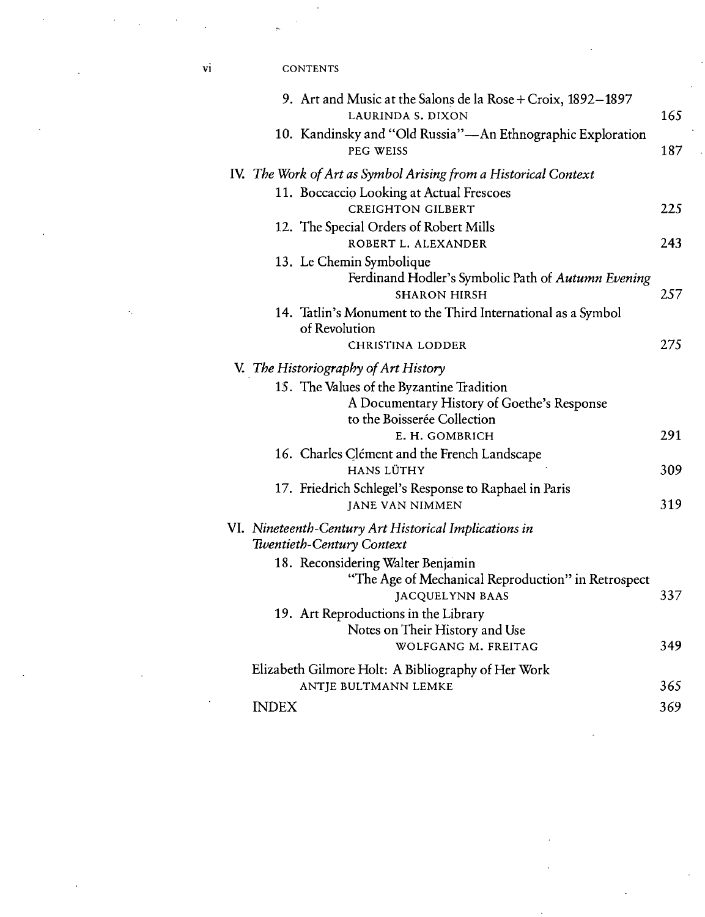9. Art and Music at the Salons de la Rose + Croix, 1892–1897
LAURINDA S. DIXON — 165

10. Kandinsky and "Old Russia"—An Ethnographic Exploration
PEG WEISS — 187

IV. *The Work of Art as Symbol Arising from a Historical Context*

11. Boccaccio Looking at Actual Frescoes
CREIGHTON GILBERT — 225

12. The Special Orders of Robert Mills
ROBERT L. ALEXANDER — 243

13. Le Chemin Symbolique
Ferdinand Hodler's Symbolic Path of *Autumn Evening*
SHARON HIRSH — 257

14. Tatlin's Monument to the Third International as a Symbol of Revolution
CHRISTINA LODDER — 275

V. *The Historiography of Art History*

15. The Values of the Byzantine Tradition
A Documentary History of Goethe's Response to the Boisserée Collection
E. H. GOMBRICH — 291

16. Charles Clément and the French Landscape
HANS LÜTHY — 309

17. Friedrich Schlegel's Response to Raphael in Paris
JANE VAN NIMMEN — 319

VI. *Nineteenth-Century Art Historical Implications in Twentieth-Century Context*

18. Reconsidering Walter Benjamin
"The Age of Mechanical Reproduction" in Retrospect
JACQUELYNN BAAS — 337

19. Art Reproductions in the Library
Notes on Their History and Use
WOLFGANG M. FREITAG — 349

Elizabeth Gilmore Holt: A Bibliography of Her Work
ANTJE BULTMANN LEMKE — 365

INDEX — 369